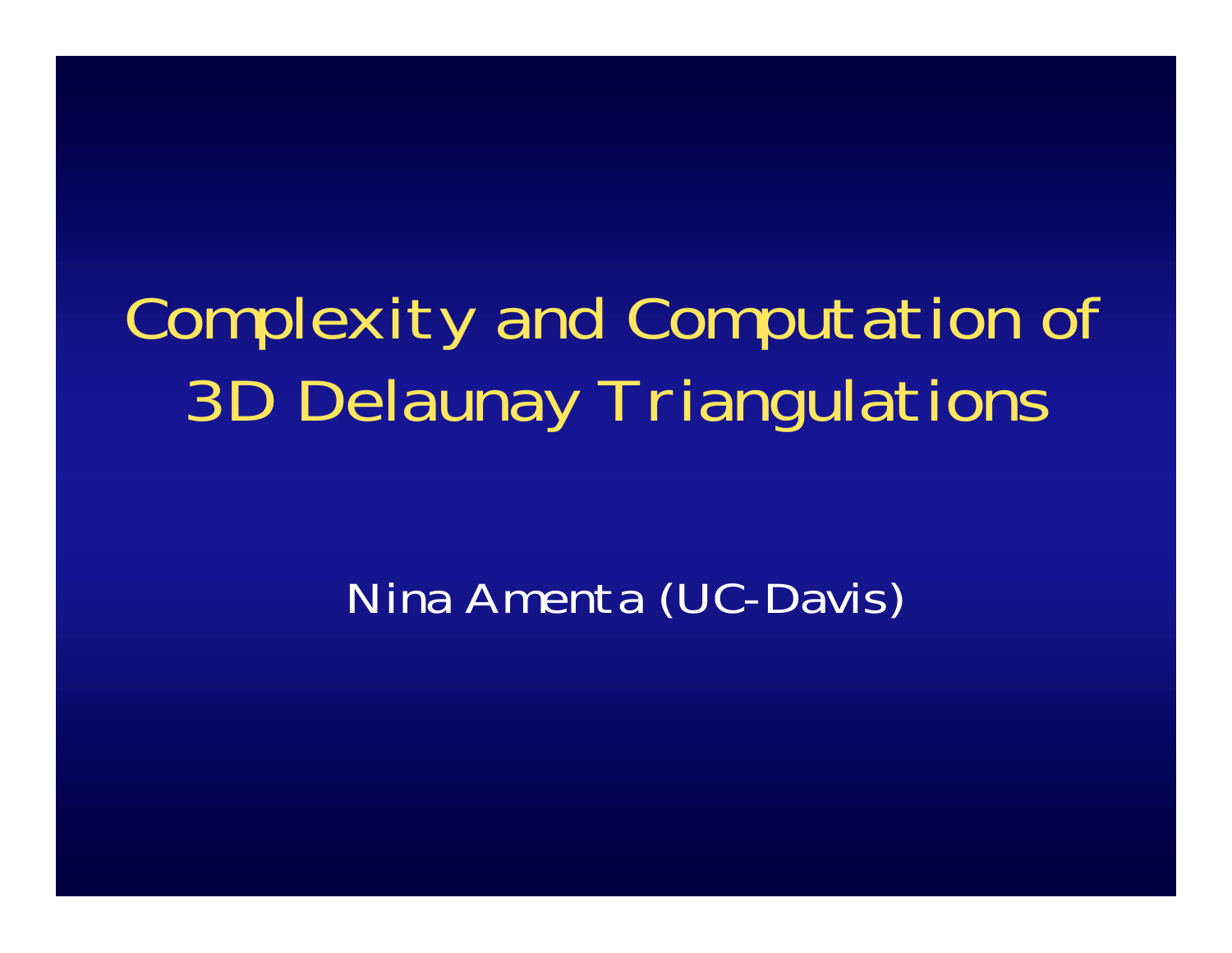# Complexity and Computation of 3D Delaunay Triangulations

Nina Amenta (UC-Davis)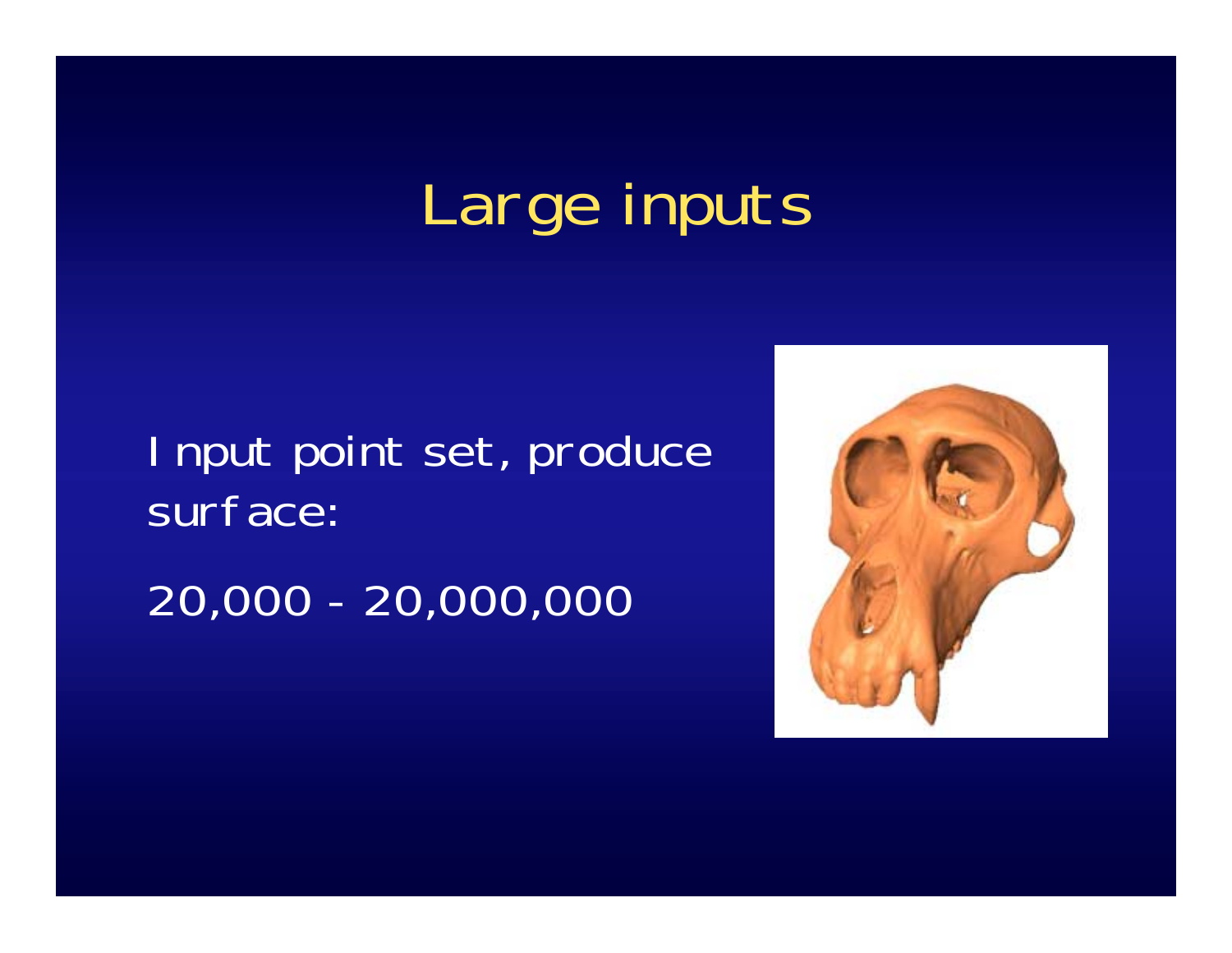# Large inputs

Input point set, produce surface:

20,000 - 20,000,000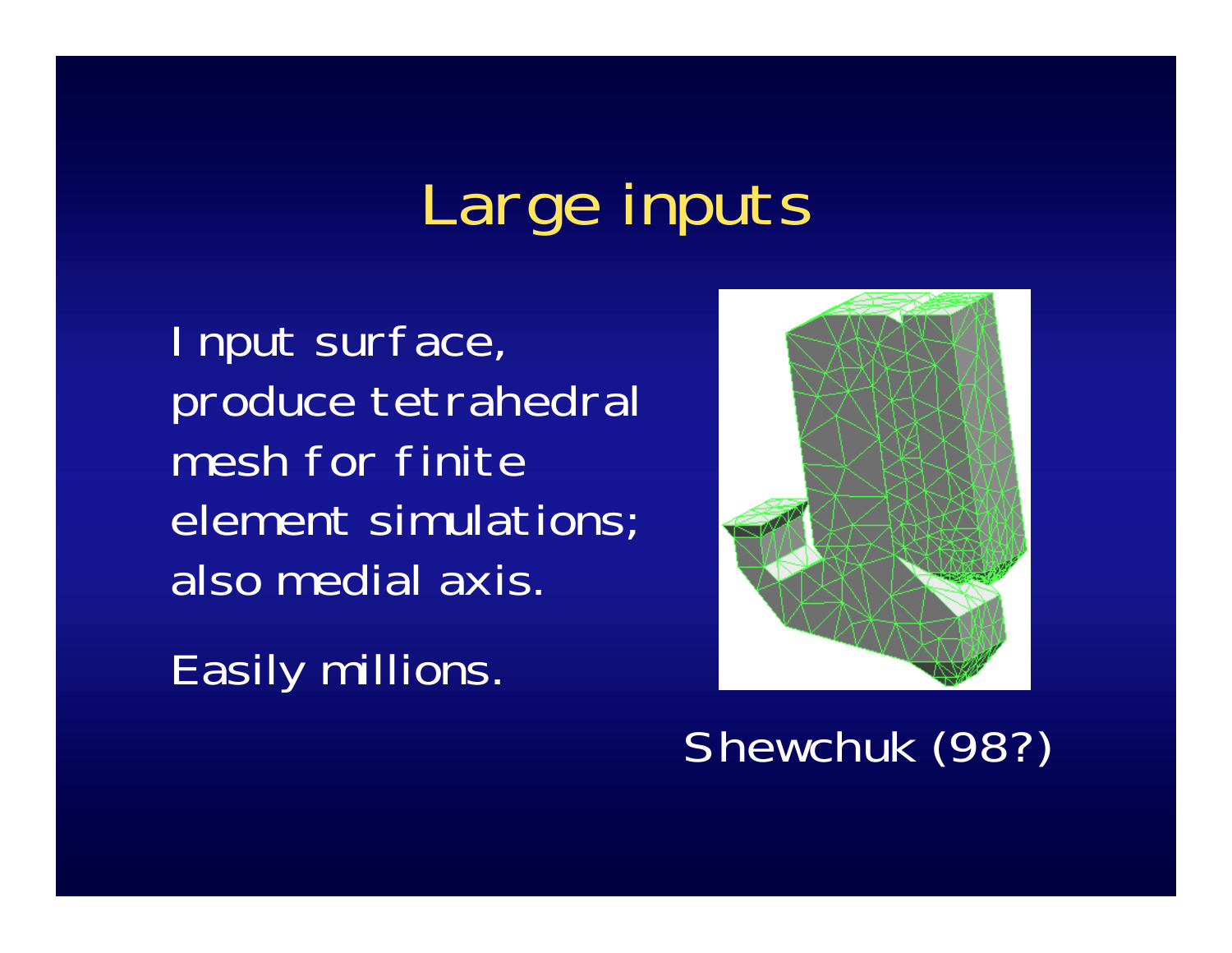# Large inputs

Input surface, produce tetrahedral mesh for finite element simulations; also medial axis.

Easily millions.

Shewchuk (98?)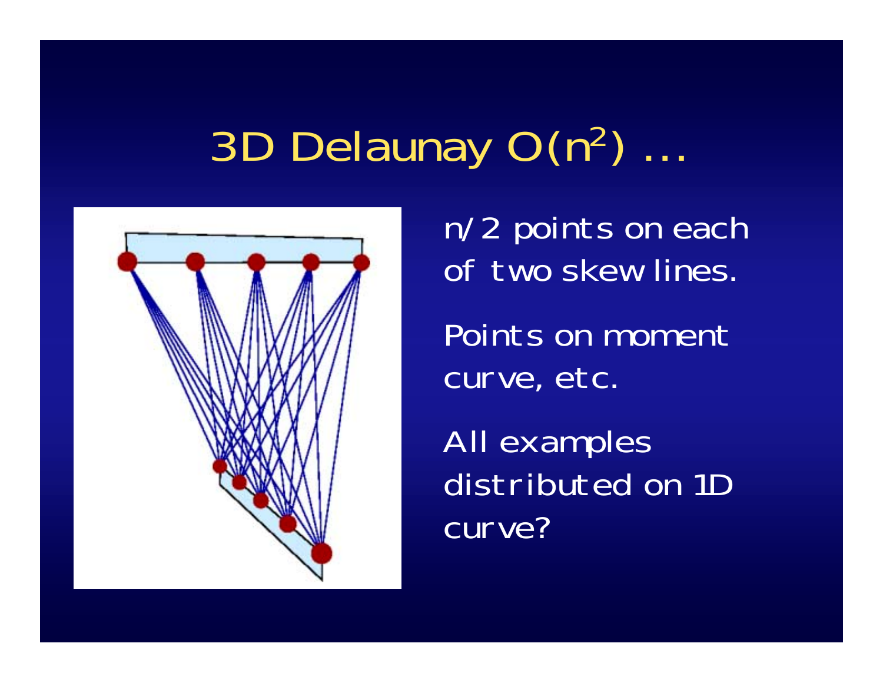# 3D Delaunay $O(n^2)$ ...

n/2 points on each of two skew lines.

Points on moment curve, etc.

All examples distributed on 1D curve?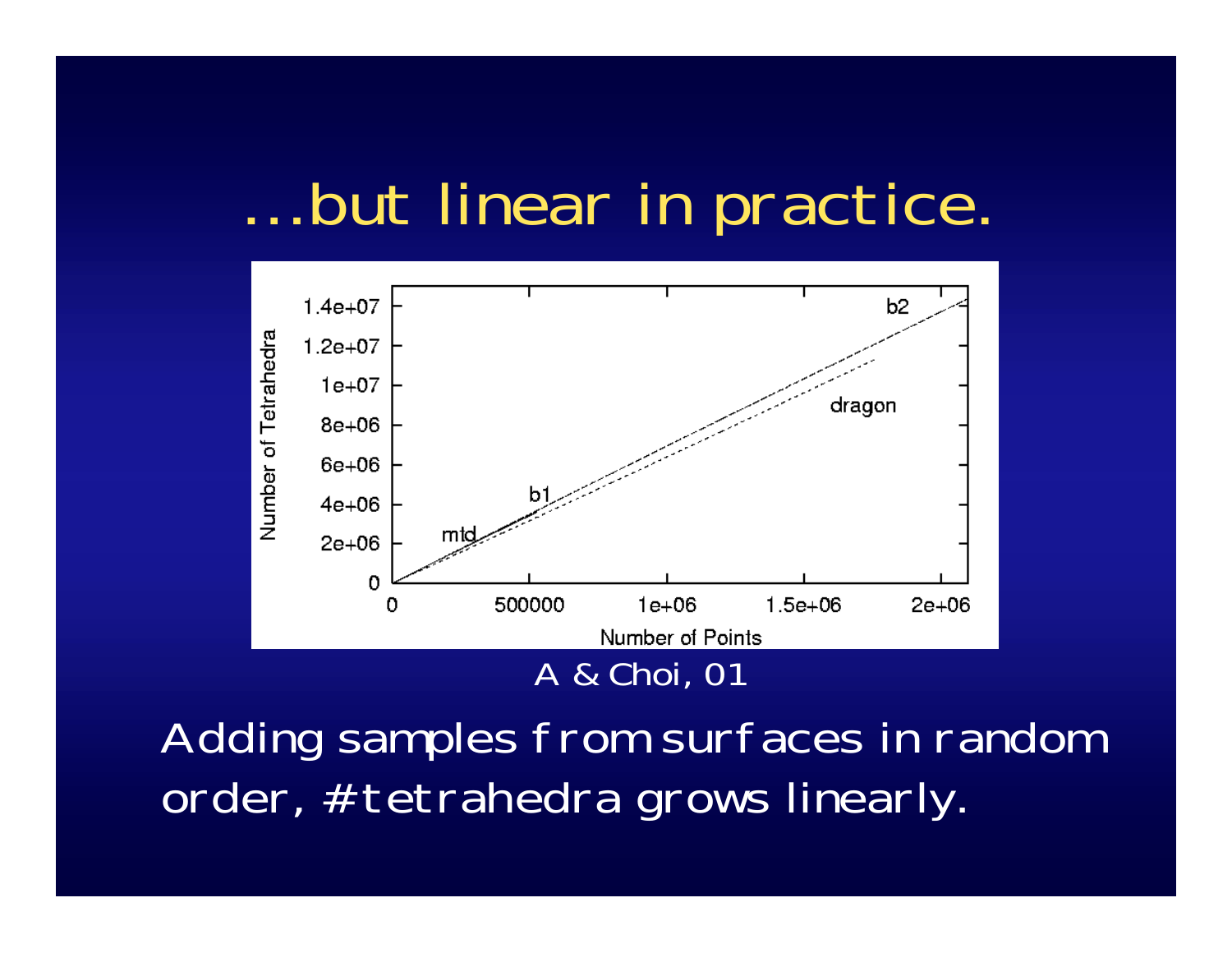# ...but linear in practice.

A & Choi, 01

Adding samples from surfaces in random order, #tetrahedra grows linearly.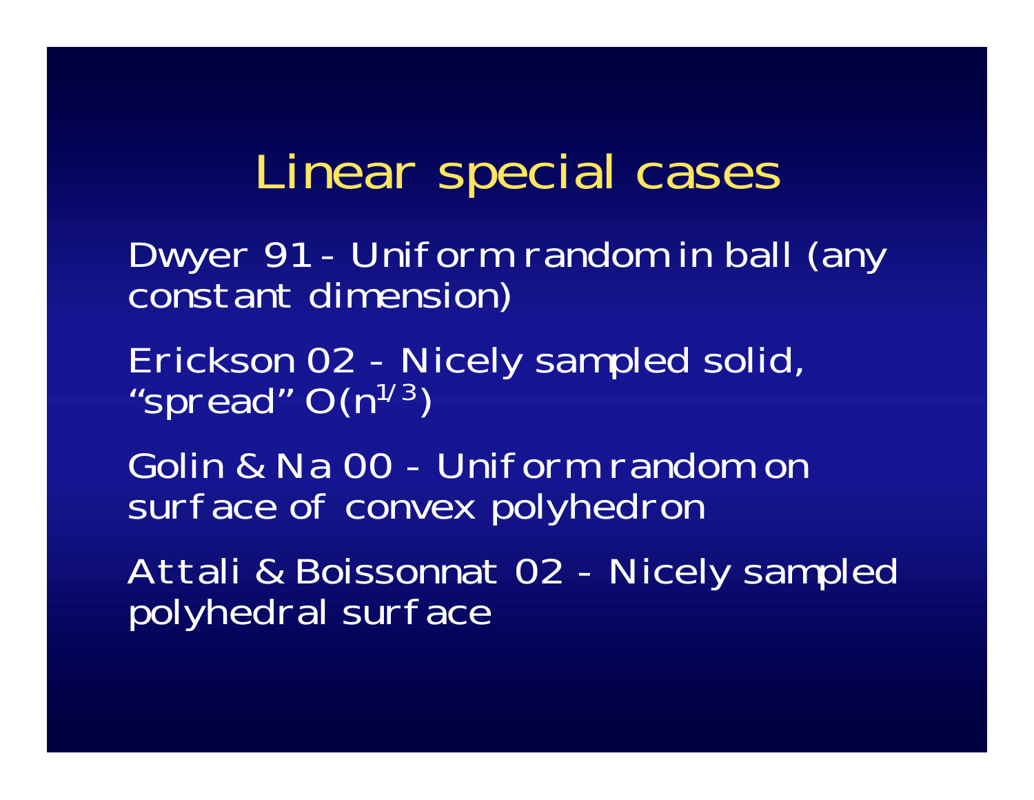# Linear special cases

Dwyer 91 - Uniform random in ball (any constant dimension)

Erickson 02 - Nicely sampled solid, "spread" $O(n^{1/3})$

Golin & Na 00 - Uniform random on surface of convex polyhedron

Attali & Boissonnat 02 - Nicely sampled polyhedral surface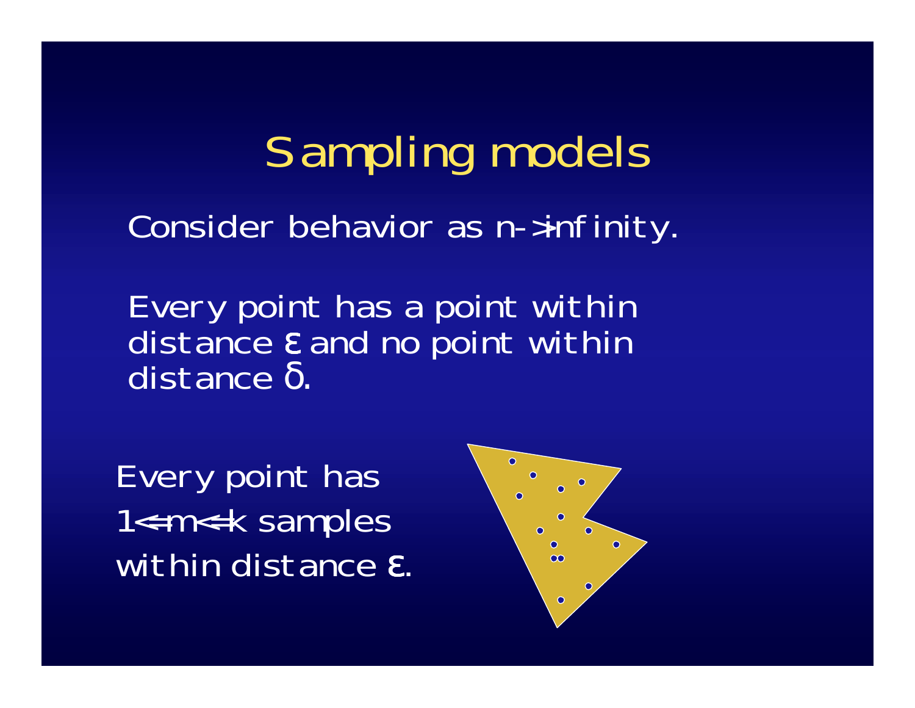# Sampling models

Consider behavior as $n \to \infty$.

Every point has a point within distance $\varepsilon$ and no point within distance $\delta$.

Every point has $1 \le m \le k$ samples within distance $\varepsilon$.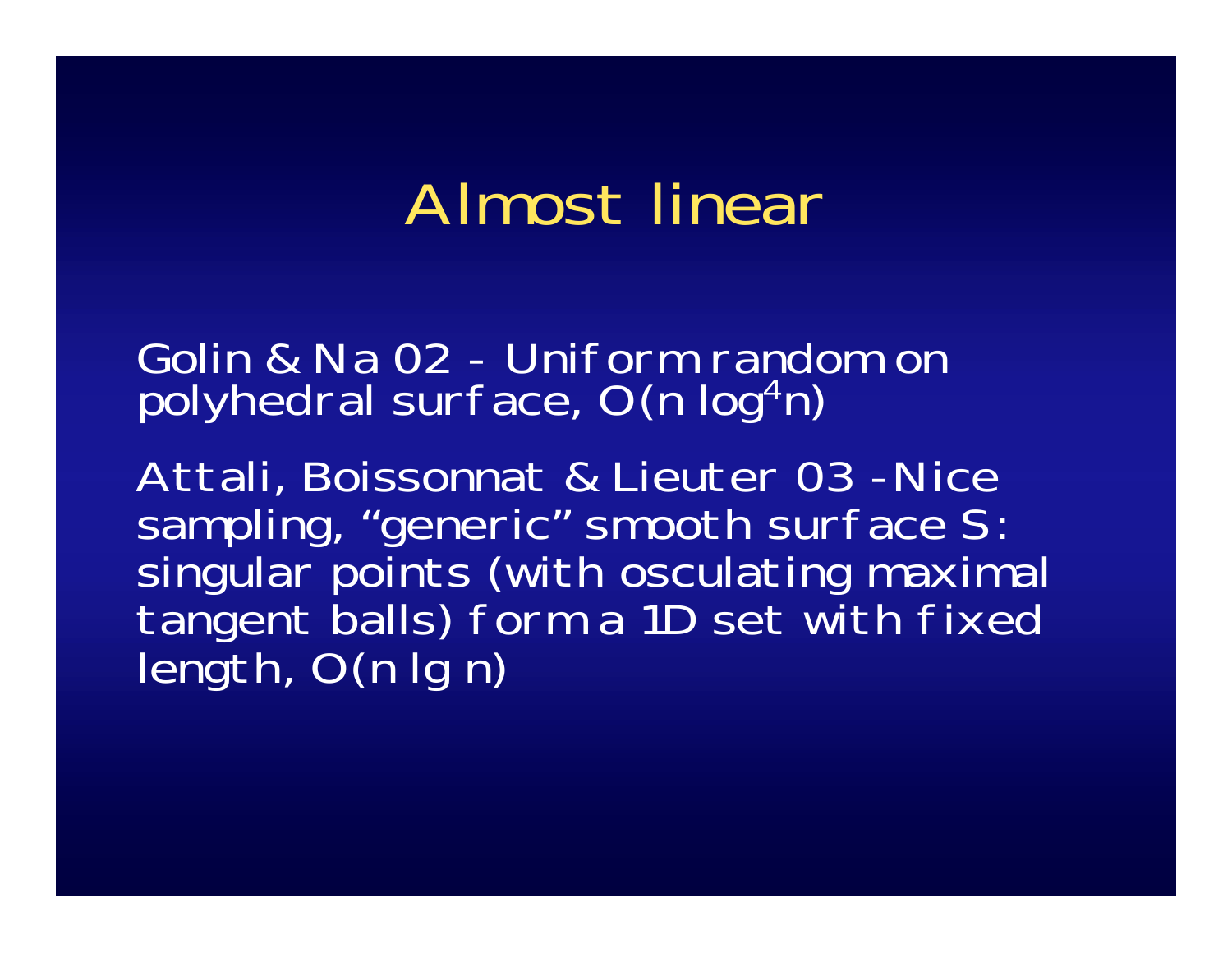# Almost linear

Golin & Na 02 - Uniform random on polyhedral surface, $O(n \log^4 n)$

Attali, Boissonnat & Lieuter 03 - Nice sampling, "generic" smooth surface S: singular points (with osculating maximal tangent balls) form a 1D set with fixed length, $O(n \lg n)$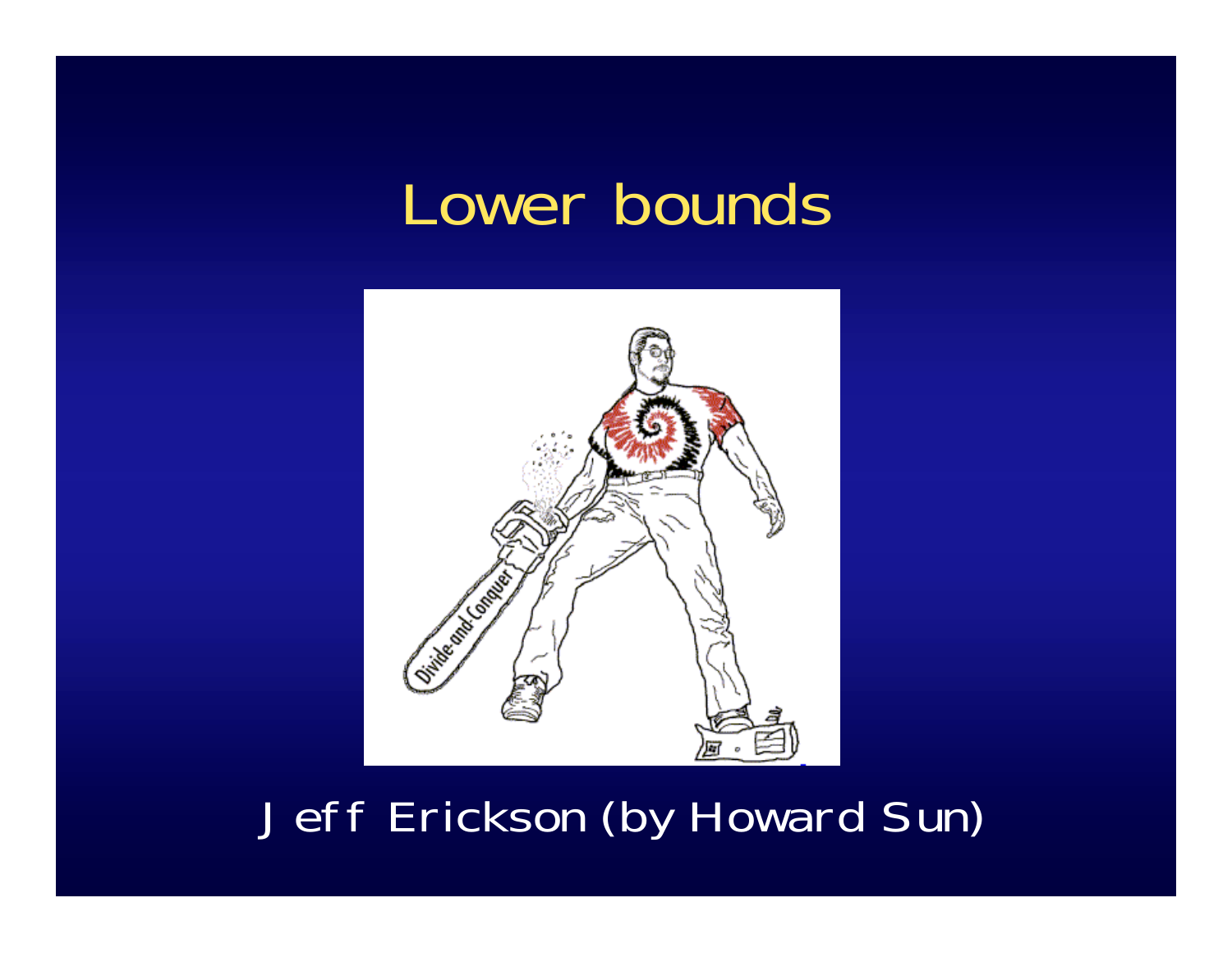# Lower bounds

Jeff Erickson (by Howard Sun)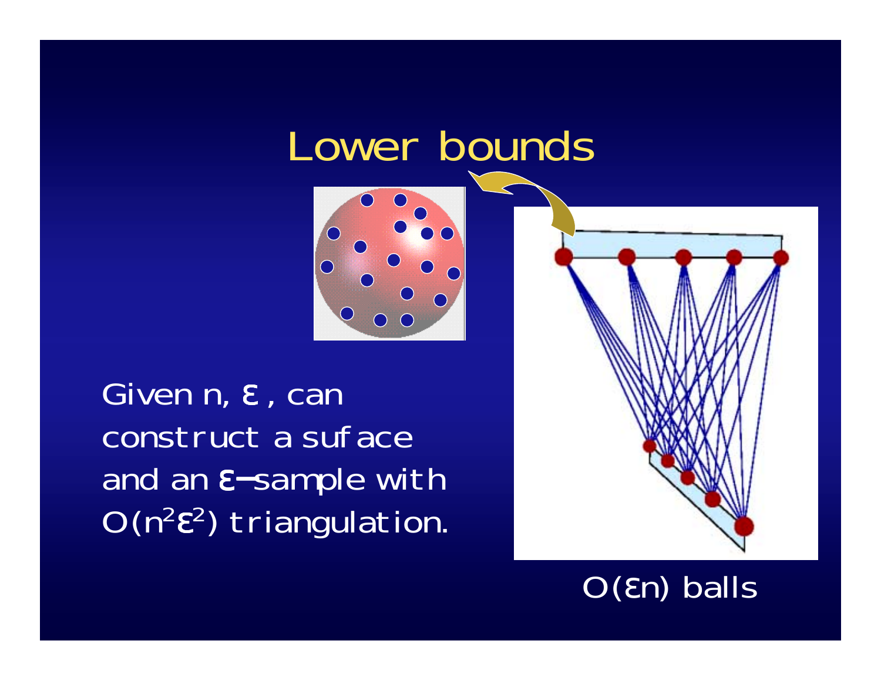# Lower bounds

Given n, ε , can construct a suface and an ε−sample with $O(n^2\varepsilon^2)$ triangulation.

$O(\varepsilon n)$ balls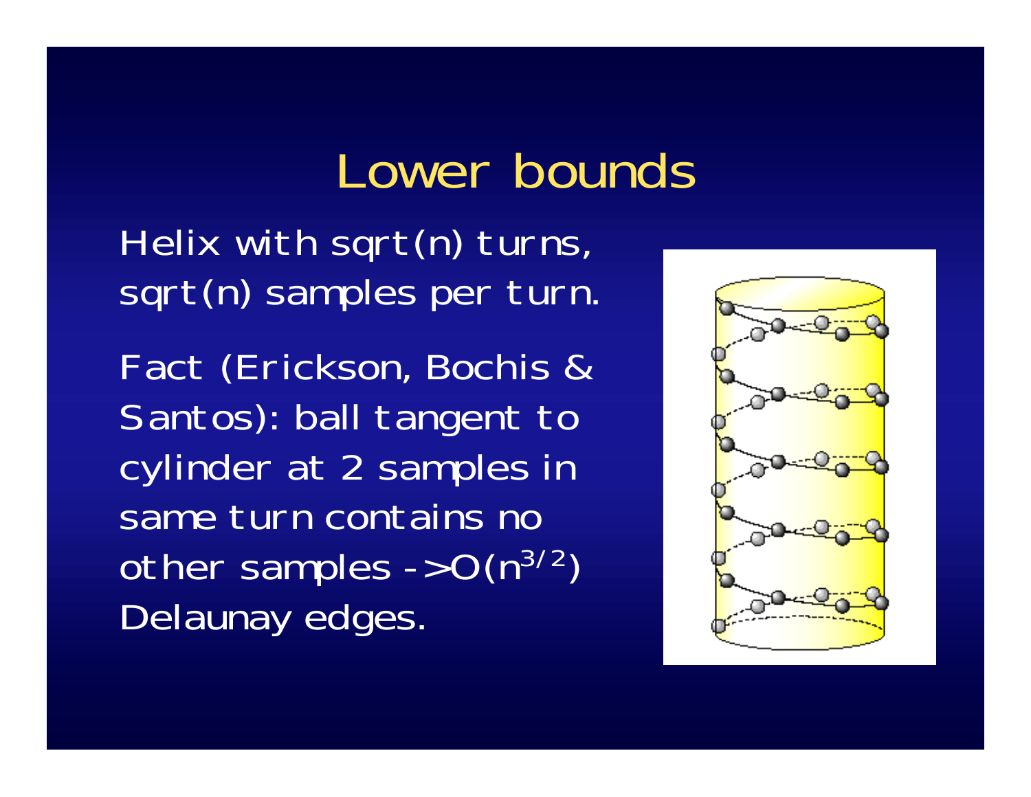# Lower bounds

Helix with sqrt(n) turns, sqrt(n) samples per turn.

Fact (Erickson, Bochis & Santos): ball tangent to cylinder at 2 samples in same turn contains no other samples -> $O(n^{3/2})$ Delaunay edges.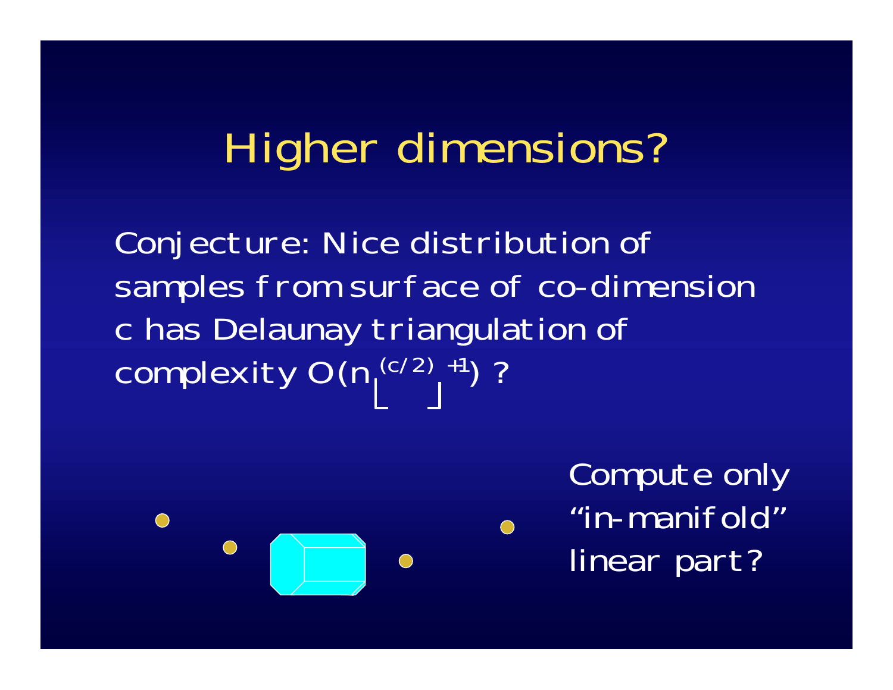# Higher dimensions?

Conjecture: Nice distribution of samples from surface of co-dimension c has Delaunay triangulation of complexity $O(n^{\lfloor c/2 \rfloor + 1})$ ?

Compute only "in-manifold" linear part?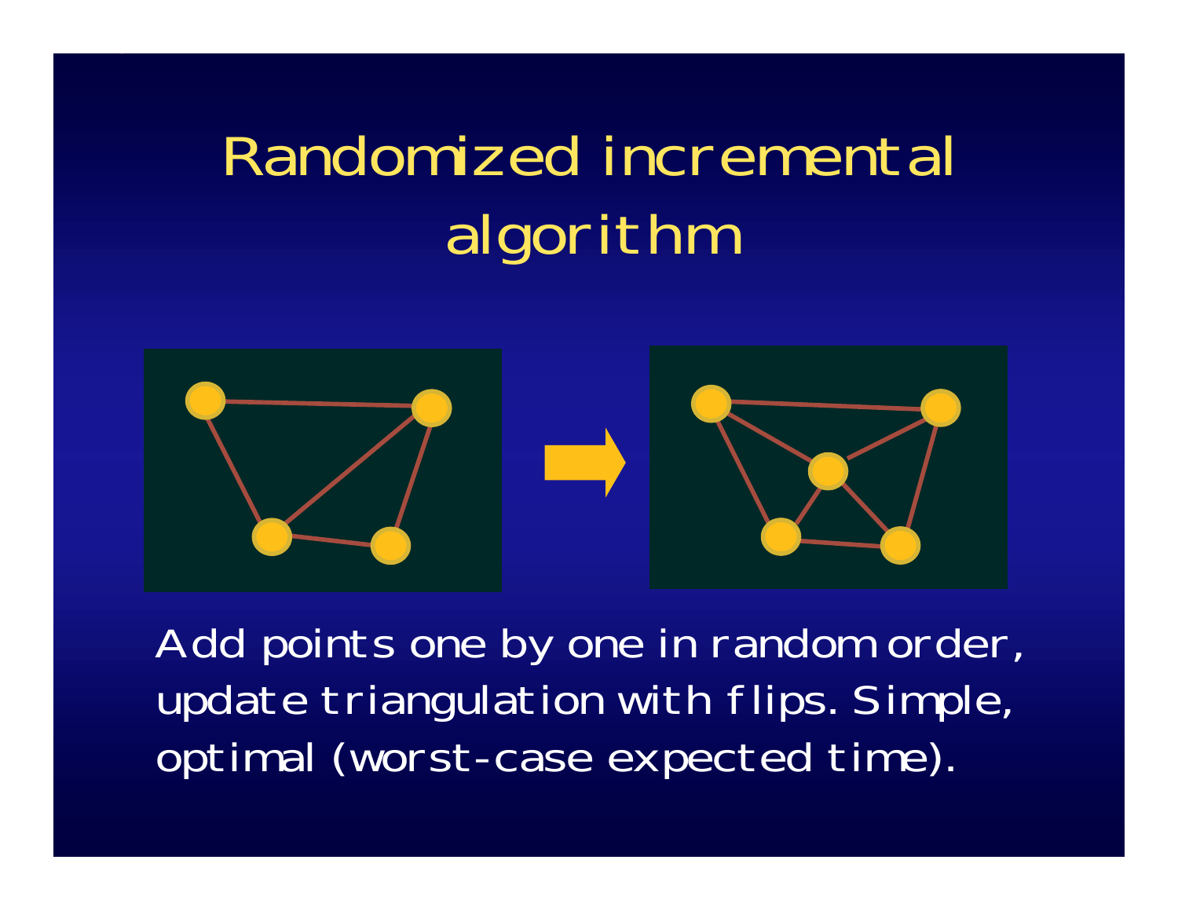# Randomized incremental algorithm

Add points one by one in random order, update triangulation with flips. Simple, optimal (worst-case expected time).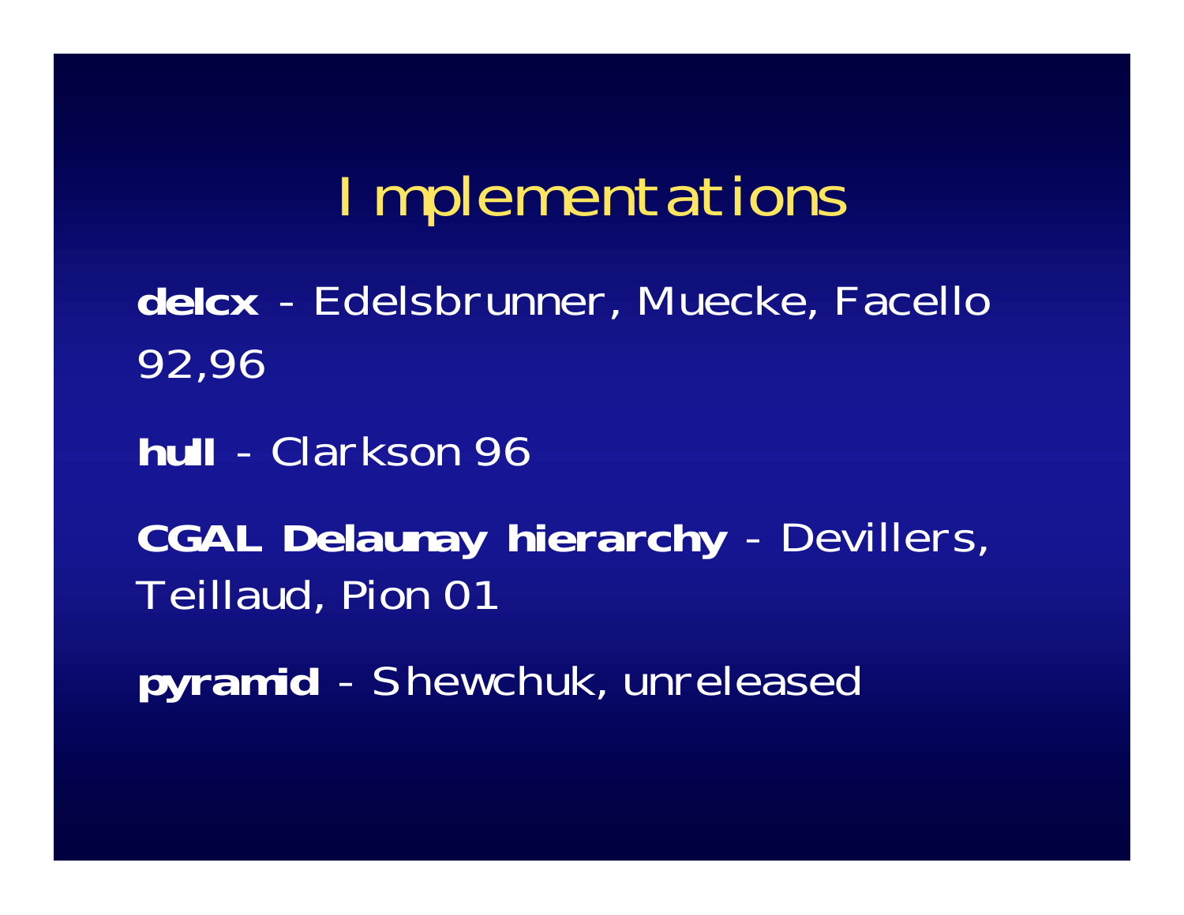# Implementations

**delcx** - Edelsbrunner, Muecke, Facello 92,96

**hull** - Clarkson 96

**CGAL Delaunay hierarchy** - Devillers, Teillaud, Pion 01

**pyramid** - Shewchuk, unreleased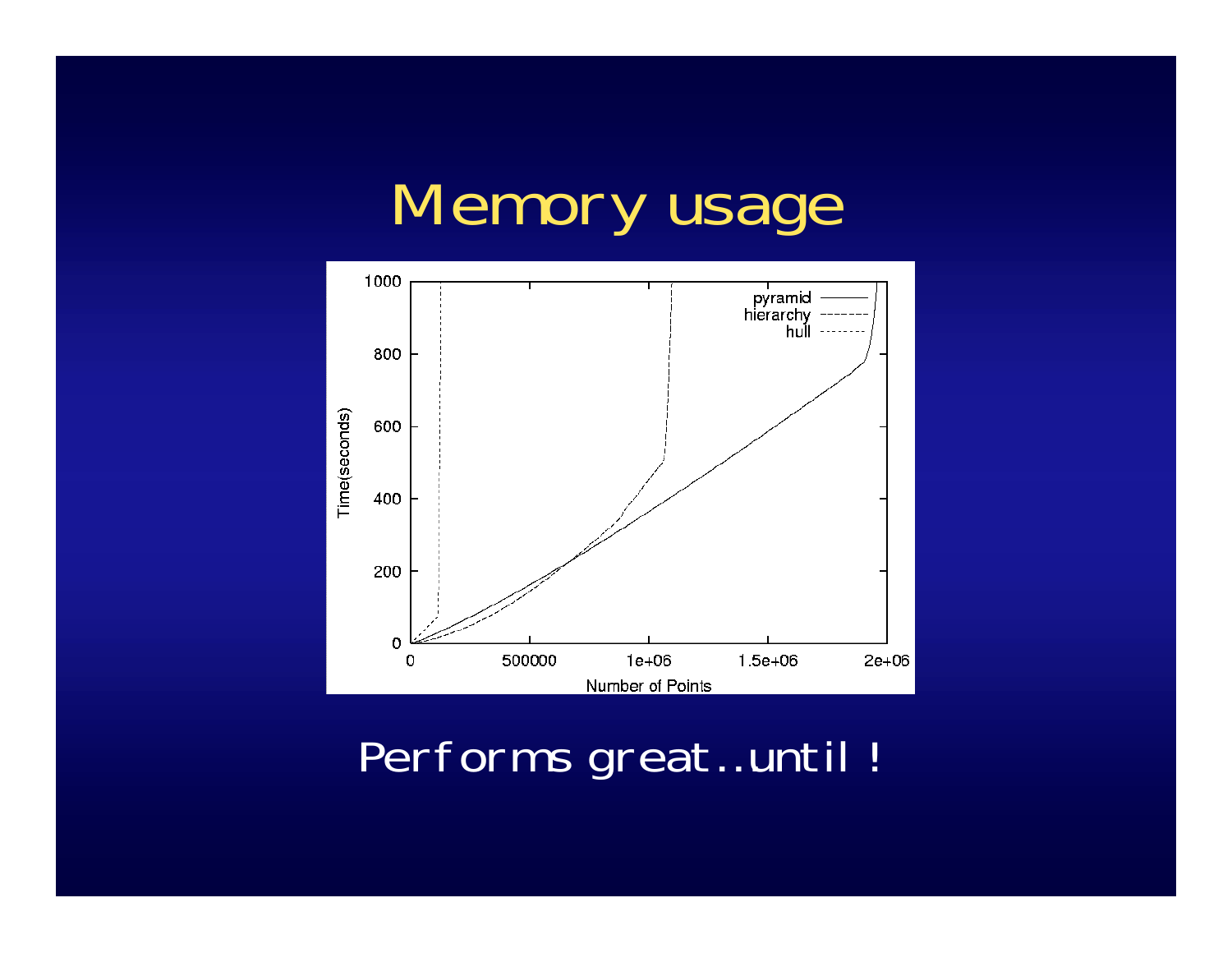# Memory usage

Performs great..until !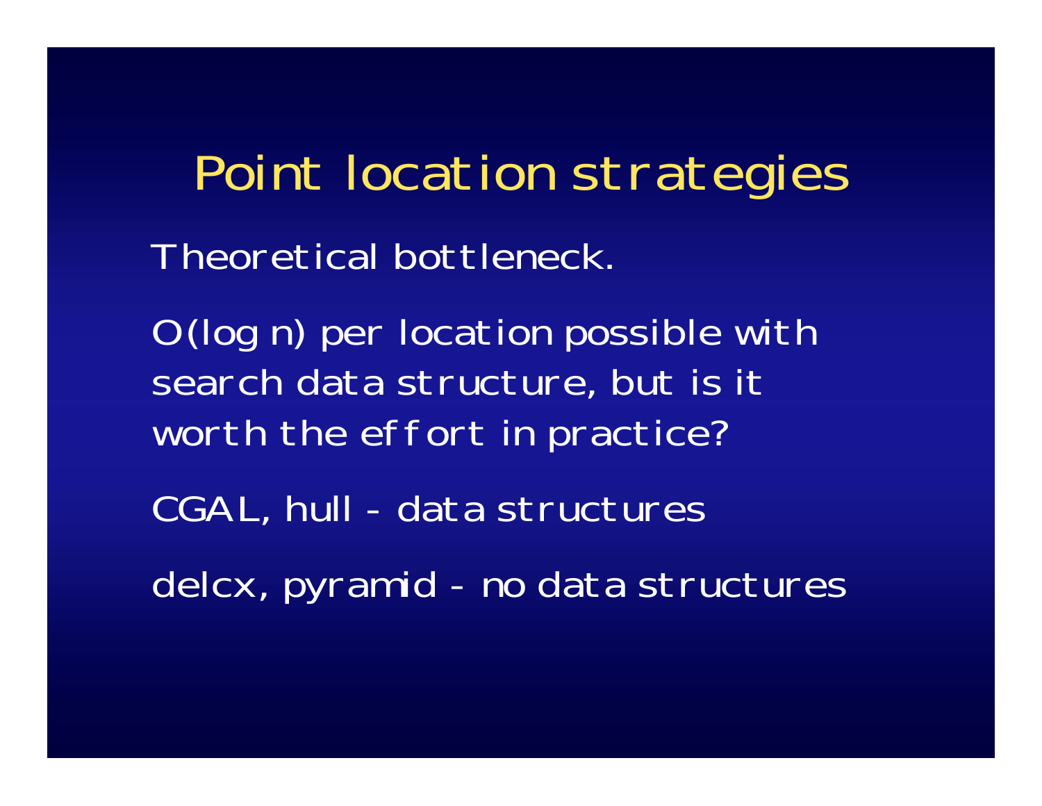# Point location strategies

Theoretical bottleneck.

$O(\log n)$ per location possible with search data structure, but is it worth the effort in practice?

CGAL, hull - data structures

delcx, pyramid - no data structures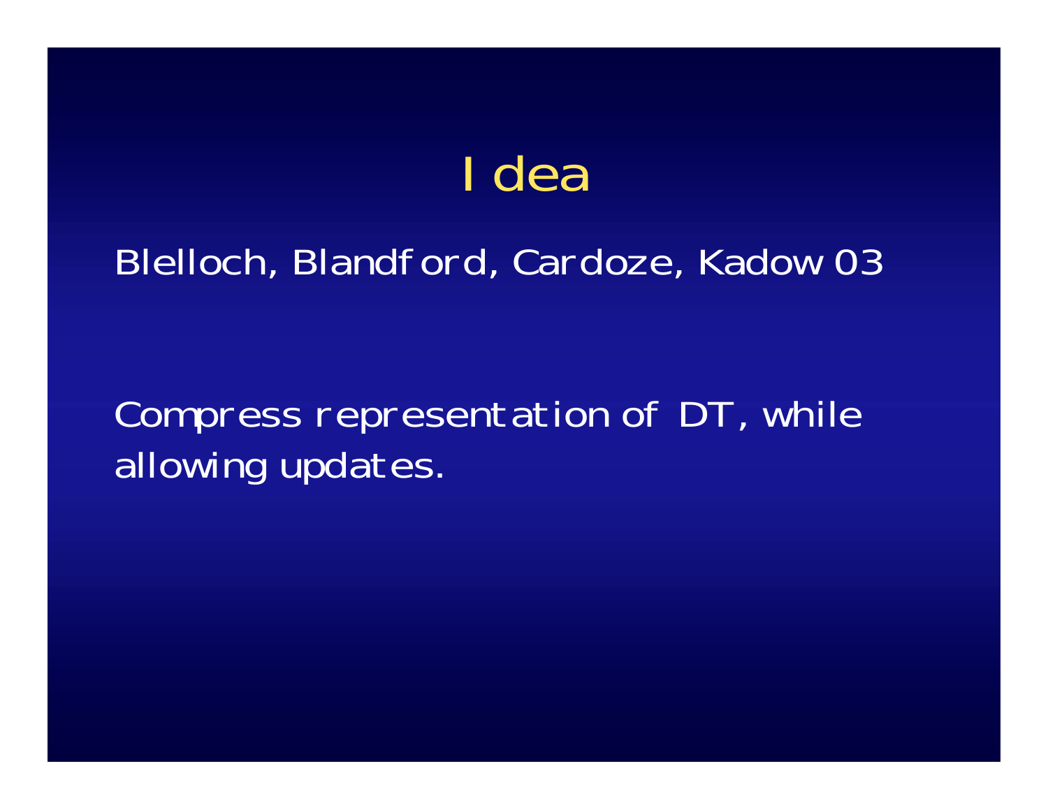# Idea

Blelloch, Blandford, Cardoze, Kadow 03

Compress representation of DT, while allowing updates.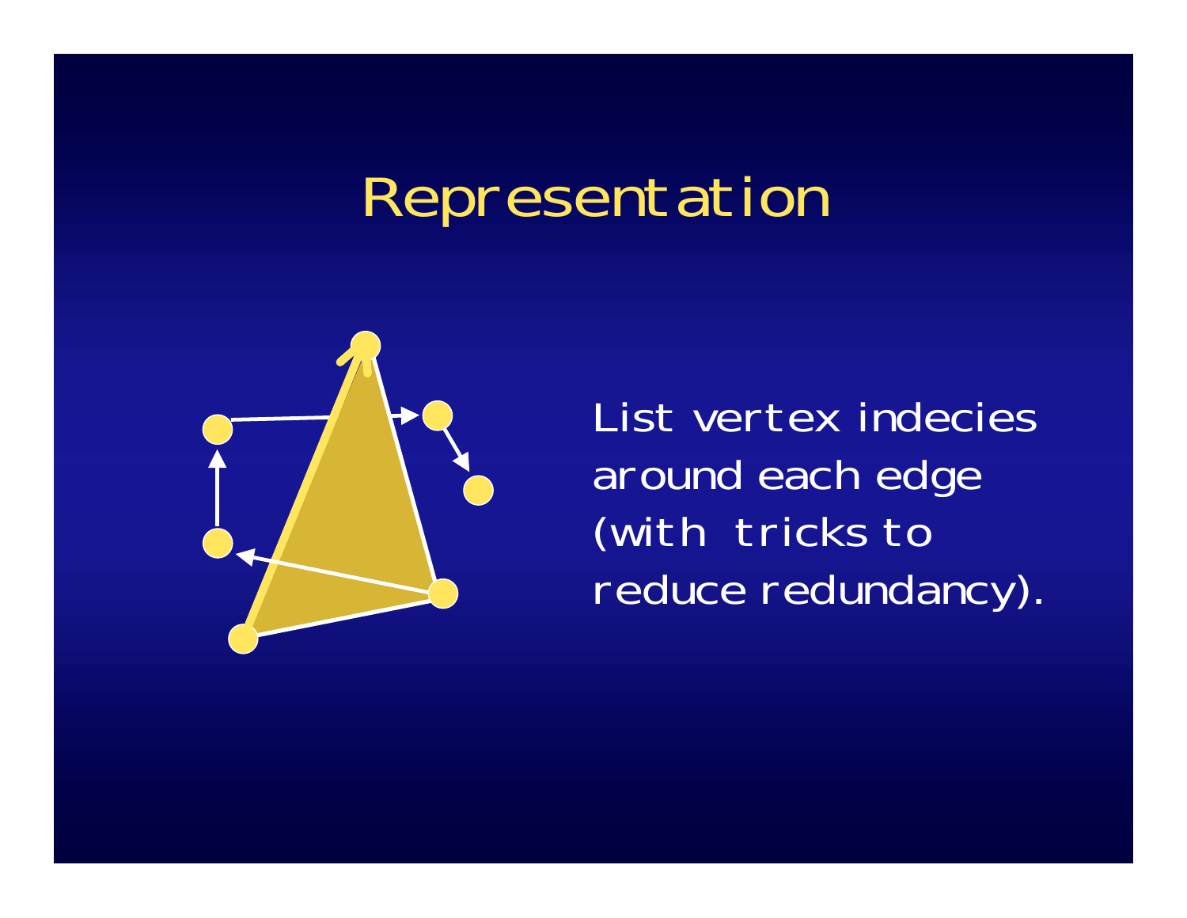# Representation

List vertex indecies around each edge (with tricks to reduce redundancy).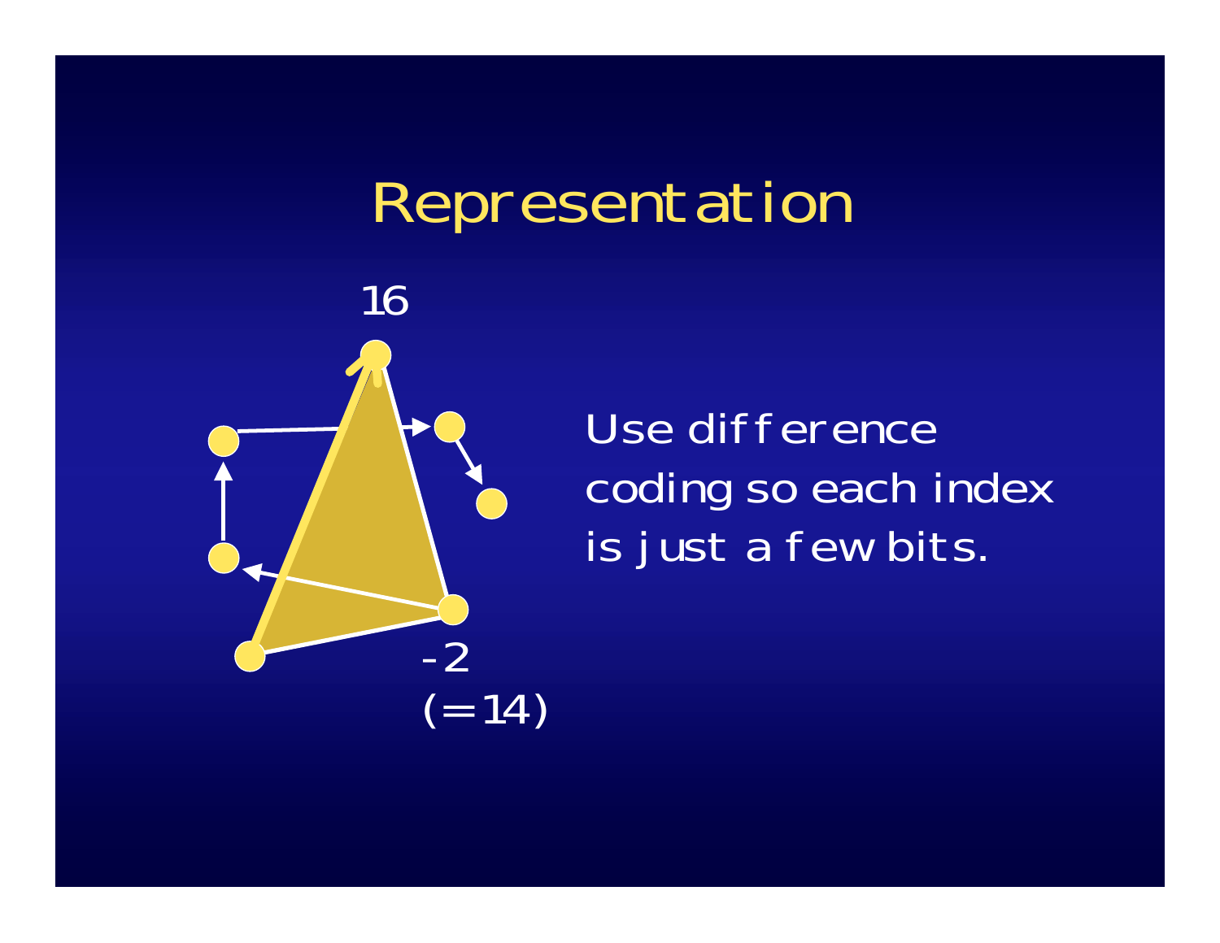# Representation

16

-2
(=14)

Use difference coding so each index is just a few bits.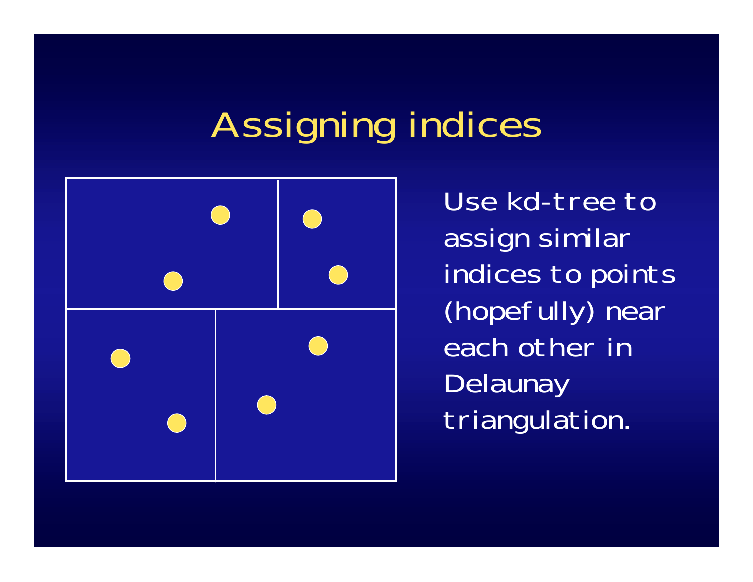# Assigning indices

Use kd-tree to assign similar indices to points (hopefully) near each other in Delaunay triangulation.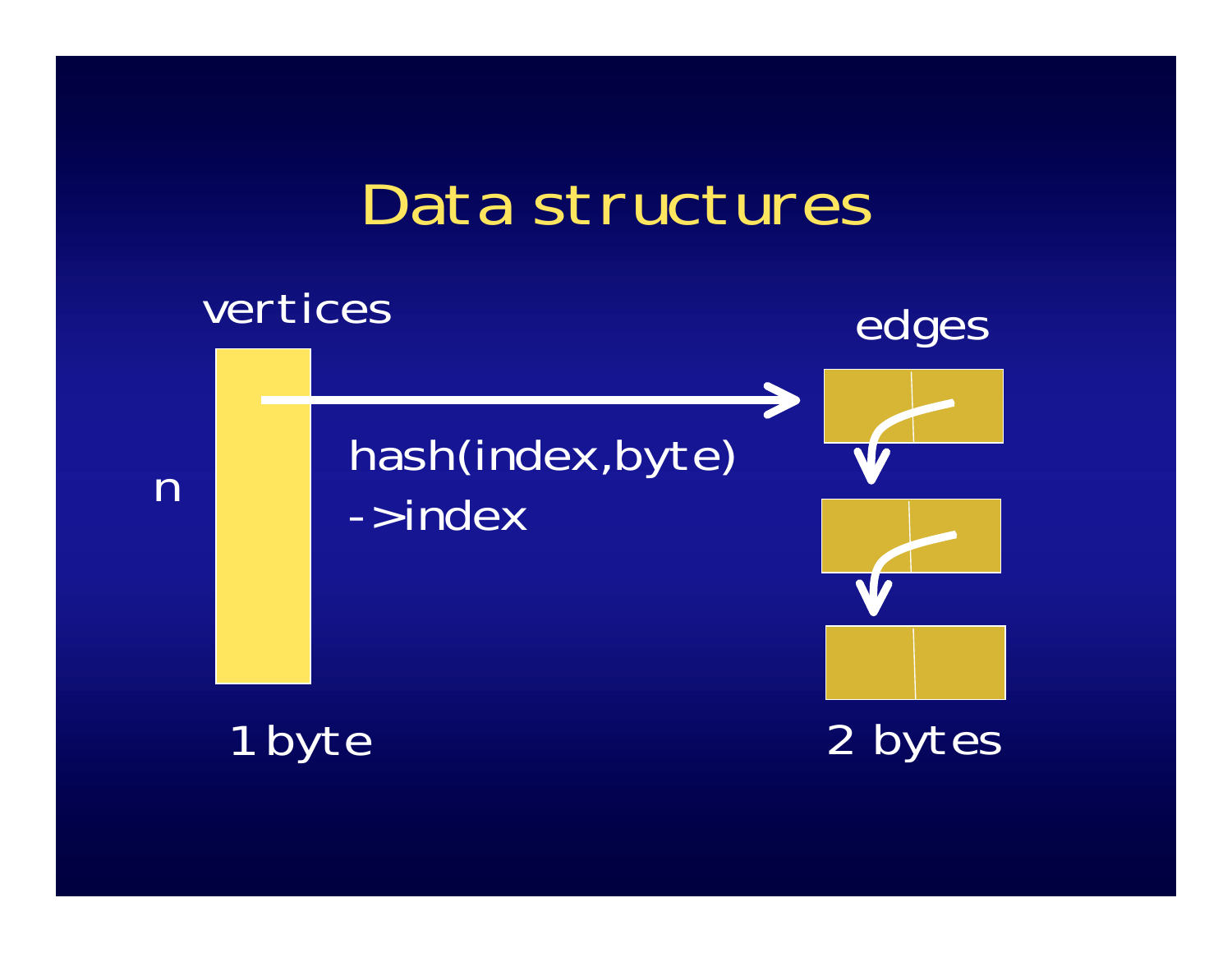# Data structures

vertices

edges

n

hash(index,byte)
->index

1 byte

2 bytes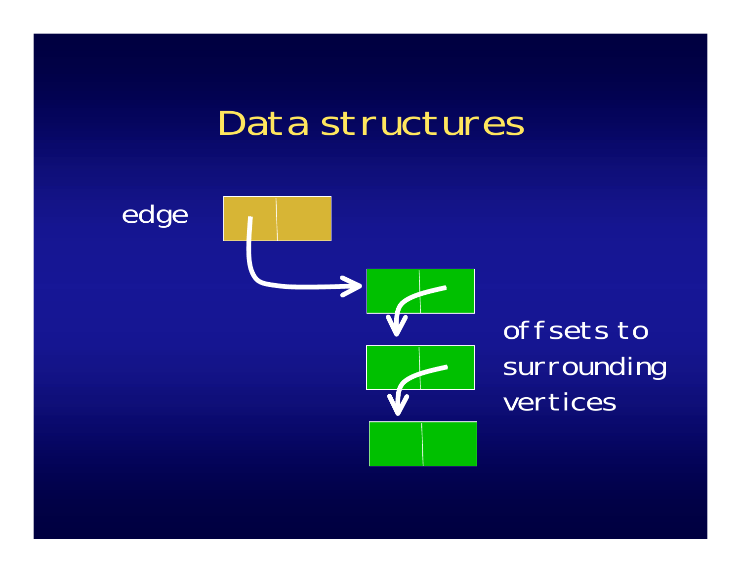# Data structures

edge

offsets to surrounding vertices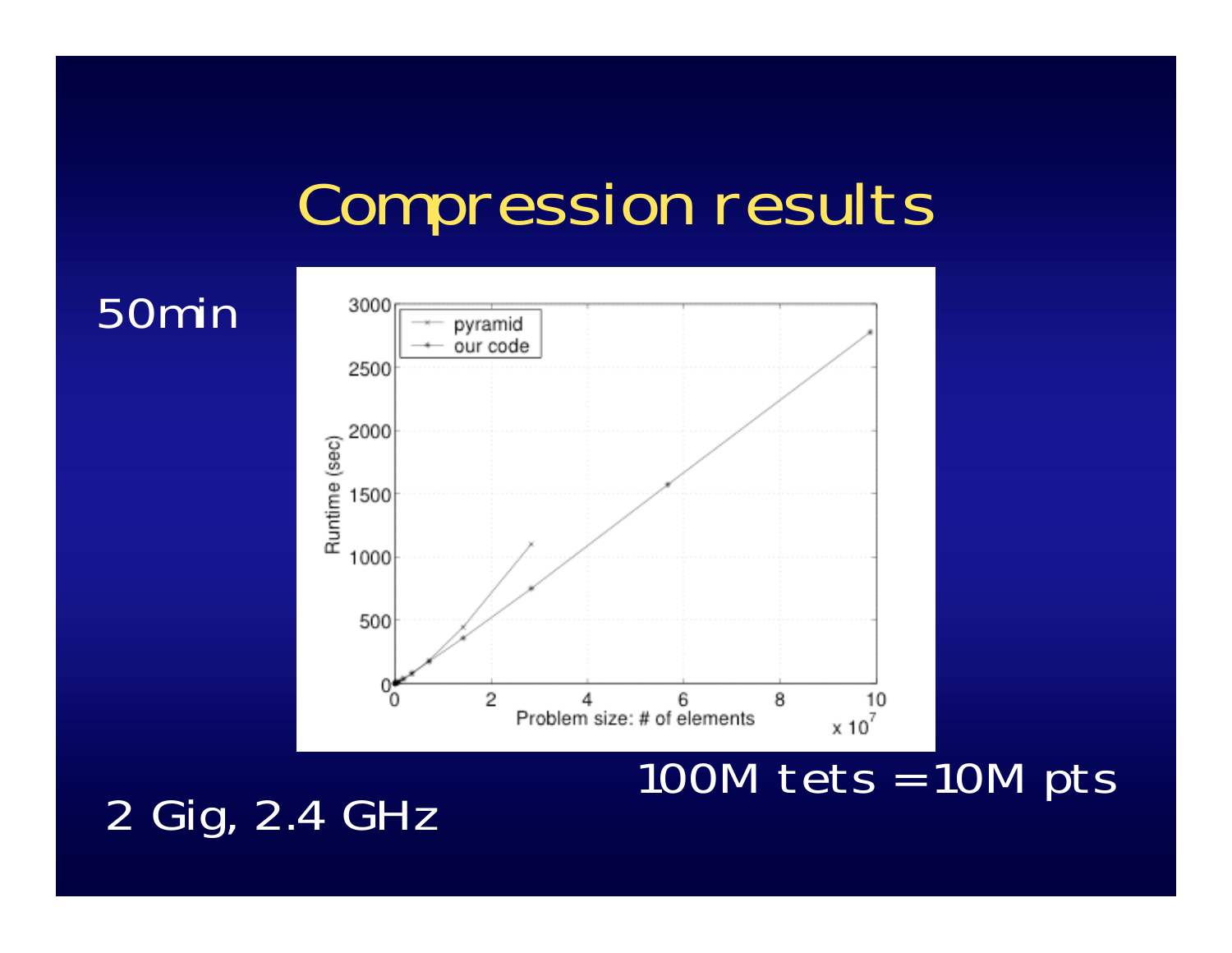# Compression results

50min

2 Gig, 2.4 GHz

100M tets = 10M pts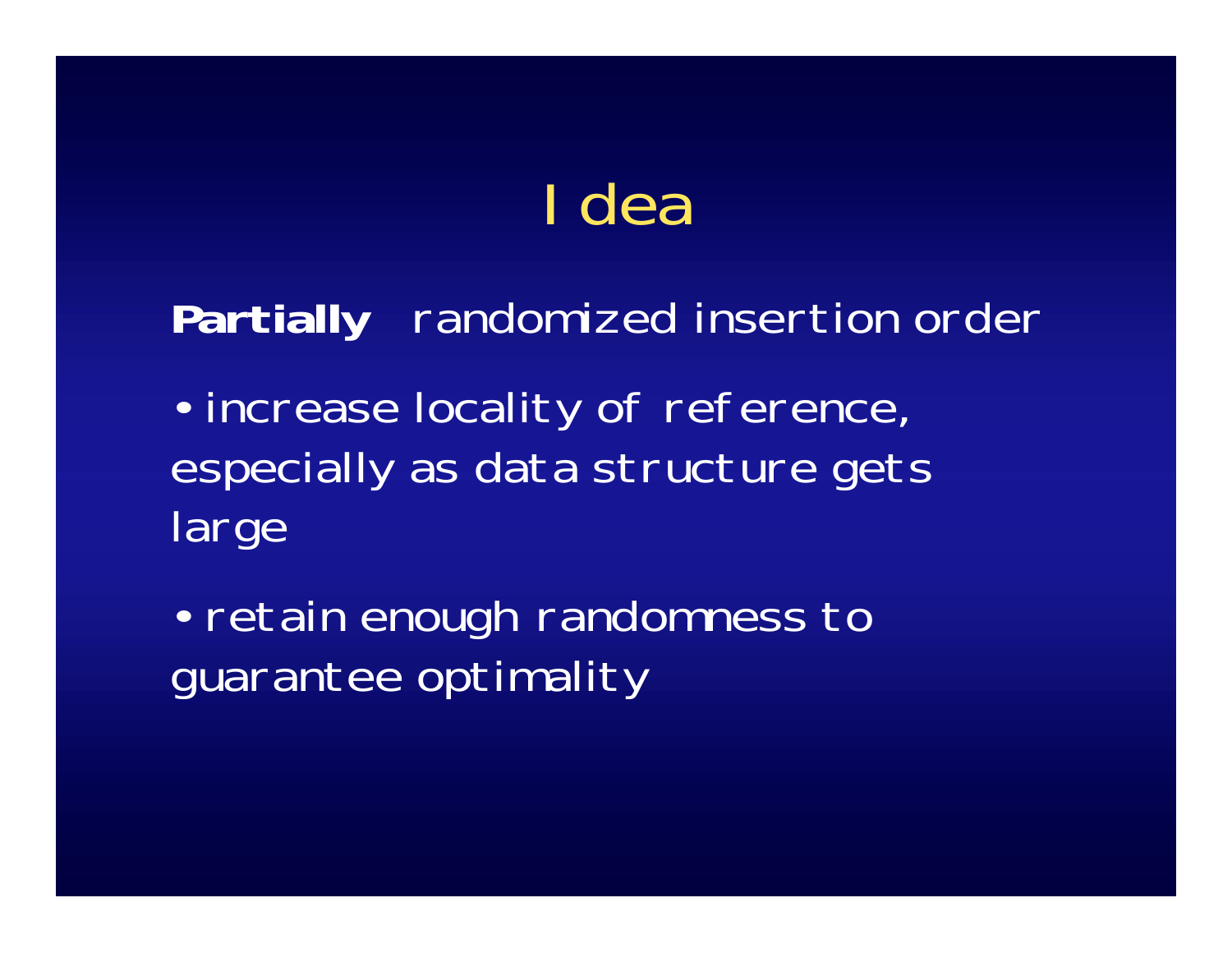# Idea

**Partially** randomized insertion order

- increase locality of reference, especially as data structure gets large
- retain enough randomness to guarantee optimality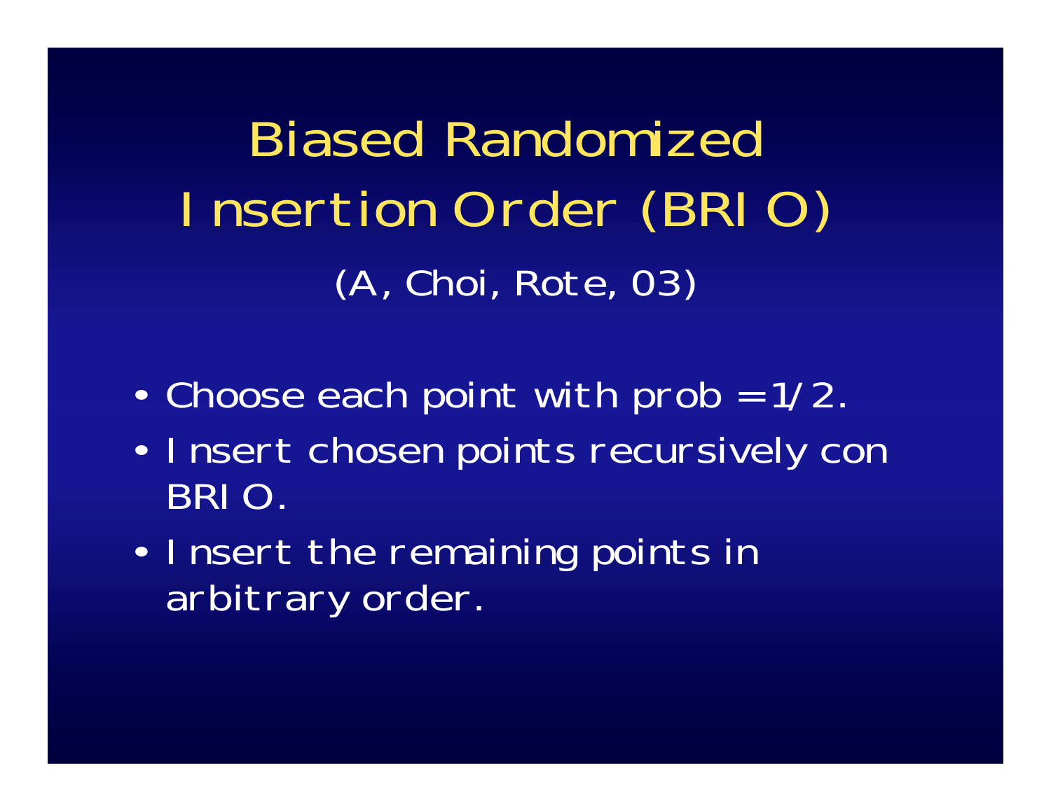# Biased Randomized Insertion Order (BRIO)

(A, Choi, Rote, 03)

- Choose each point with prob = 1/2.
- Insert chosen points recursively con BRIO.
- Insert the remaining points in arbitrary order.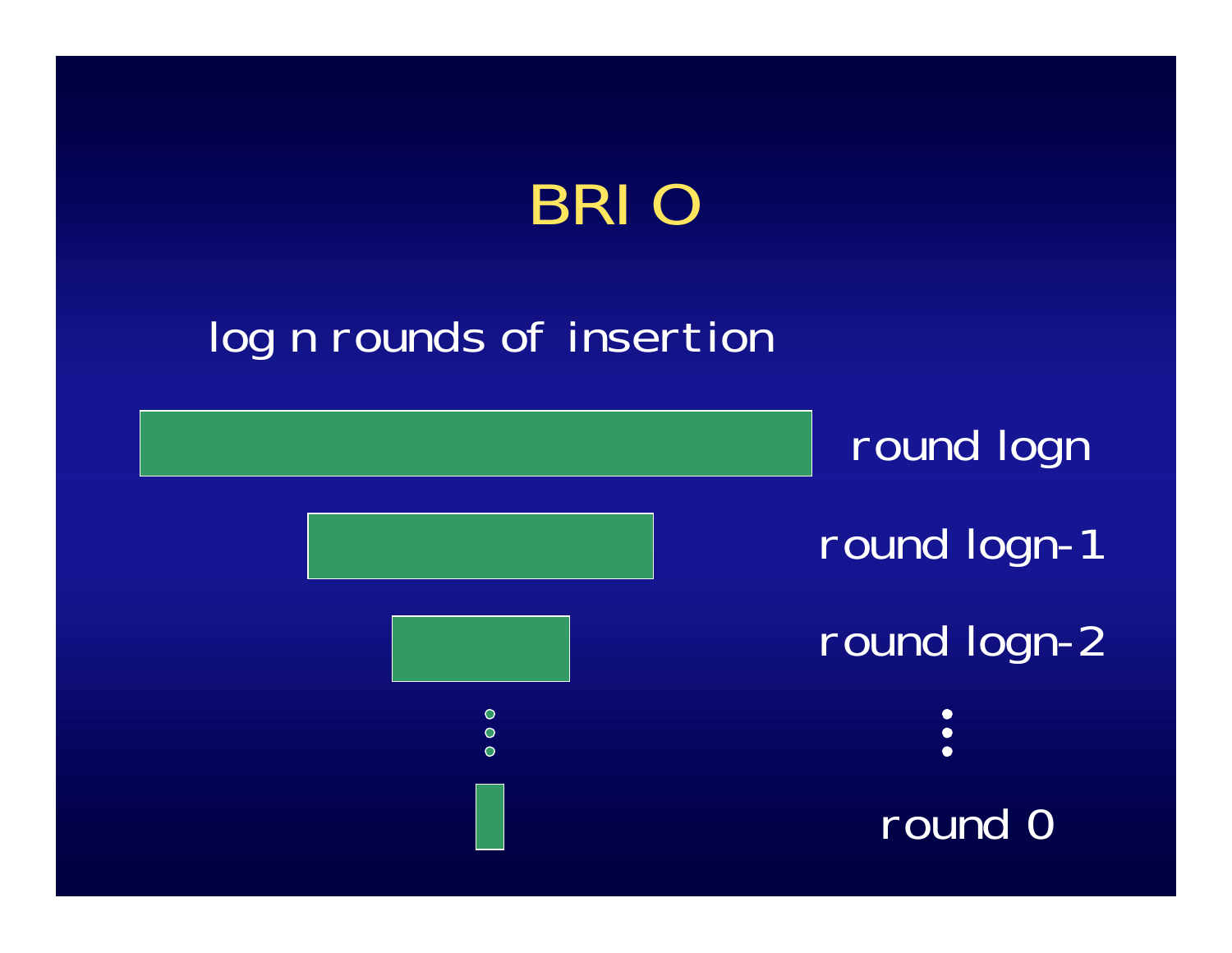# BRIO

log n rounds of insertion

round logn

round logn-1

round logn-2

⋮

round 0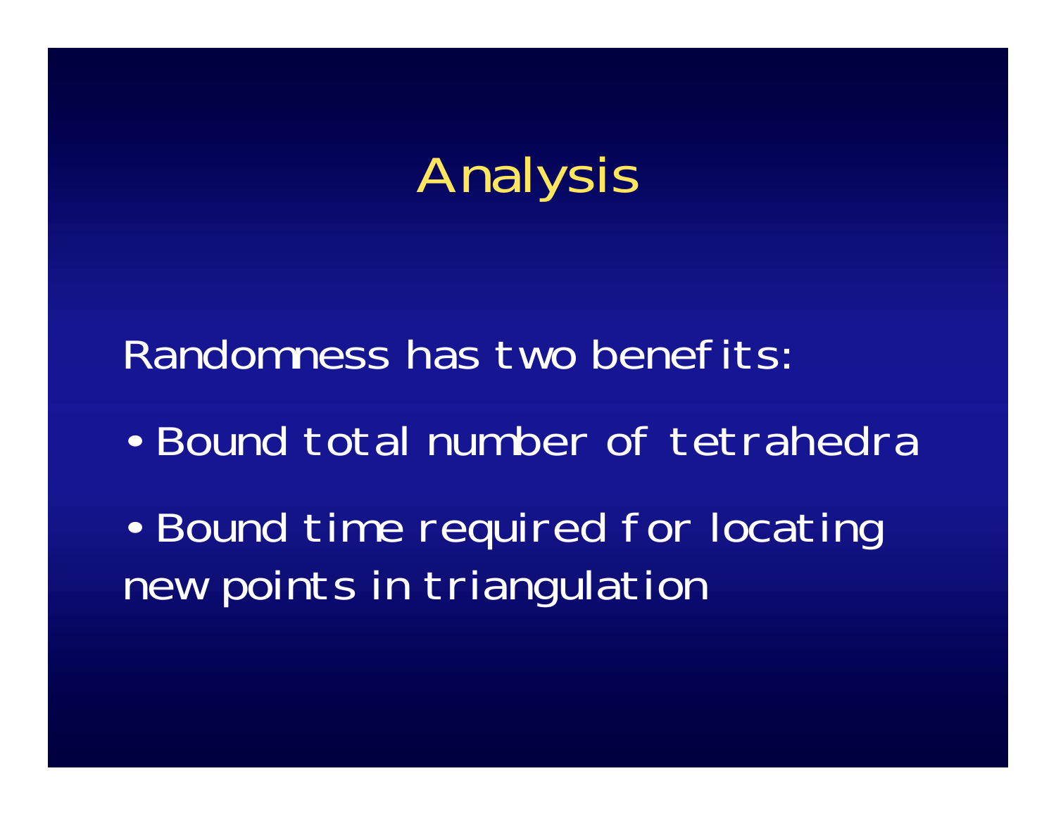# Analysis

Randomness has two benefits:

- Bound total number of tetrahedra
- Bound time required for locating new points in triangulation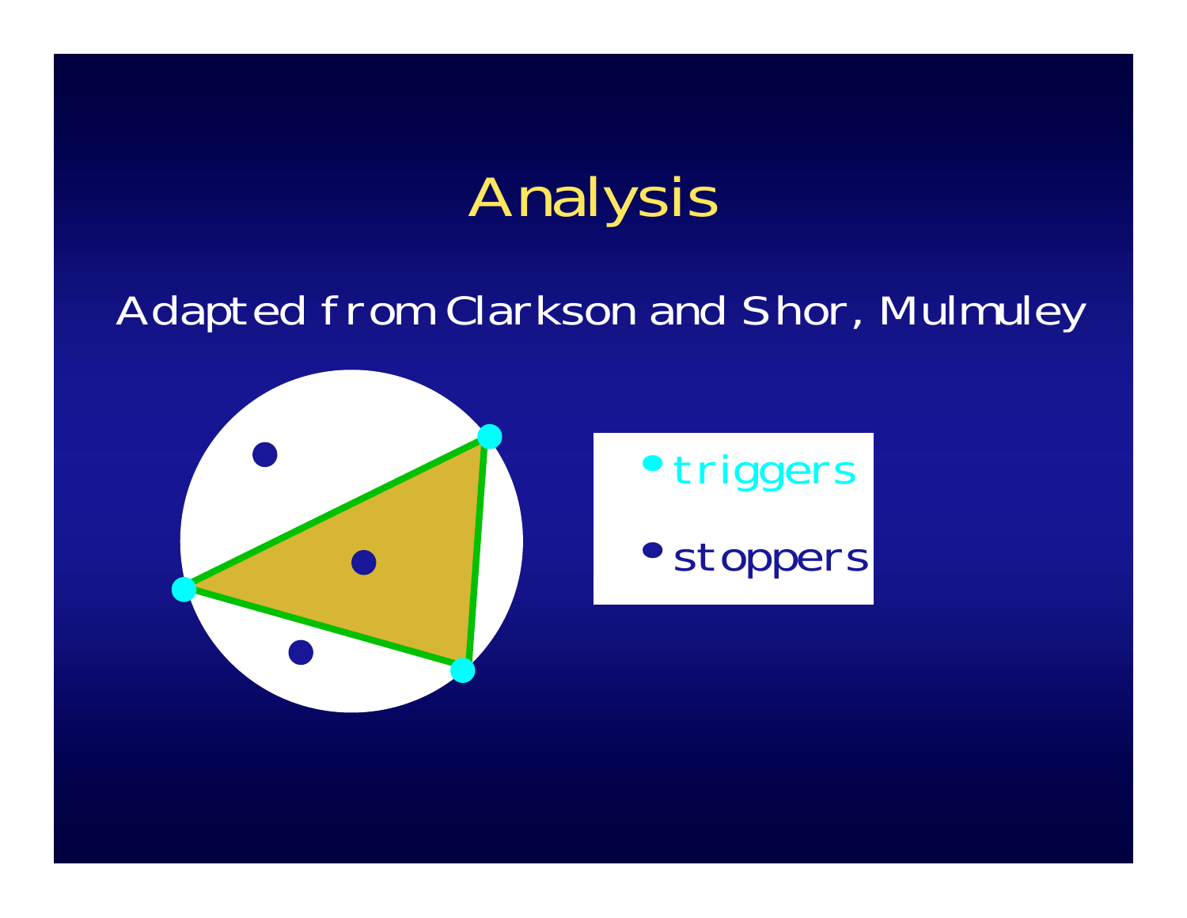# Analysis

Adapted from Clarkson and Shor, Mulmuley

- triggers
- stoppers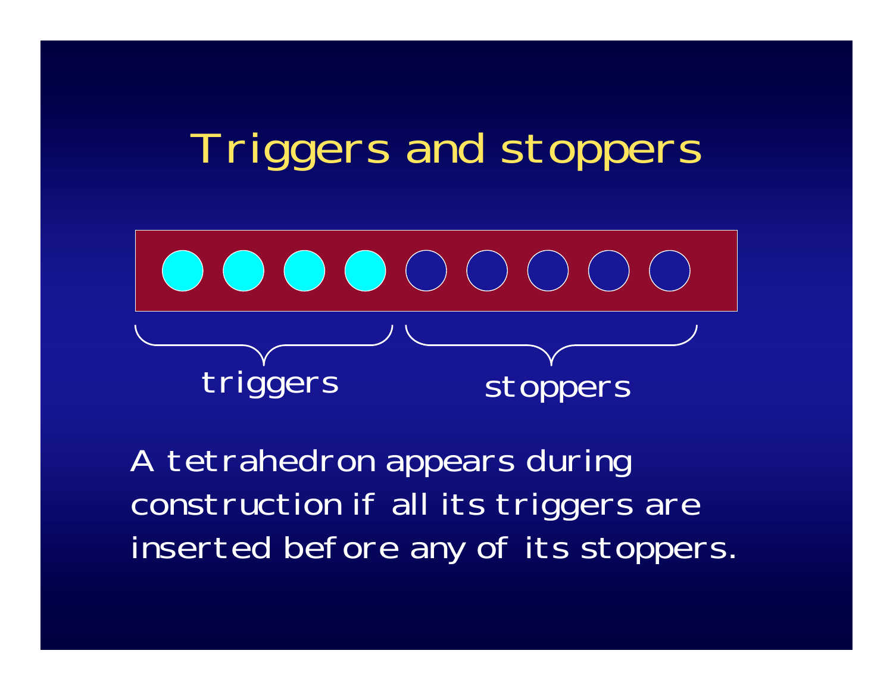# Triggers and stoppers

triggers

stoppers

A tetrahedron appears during construction if all its triggers are inserted before any of its stoppers.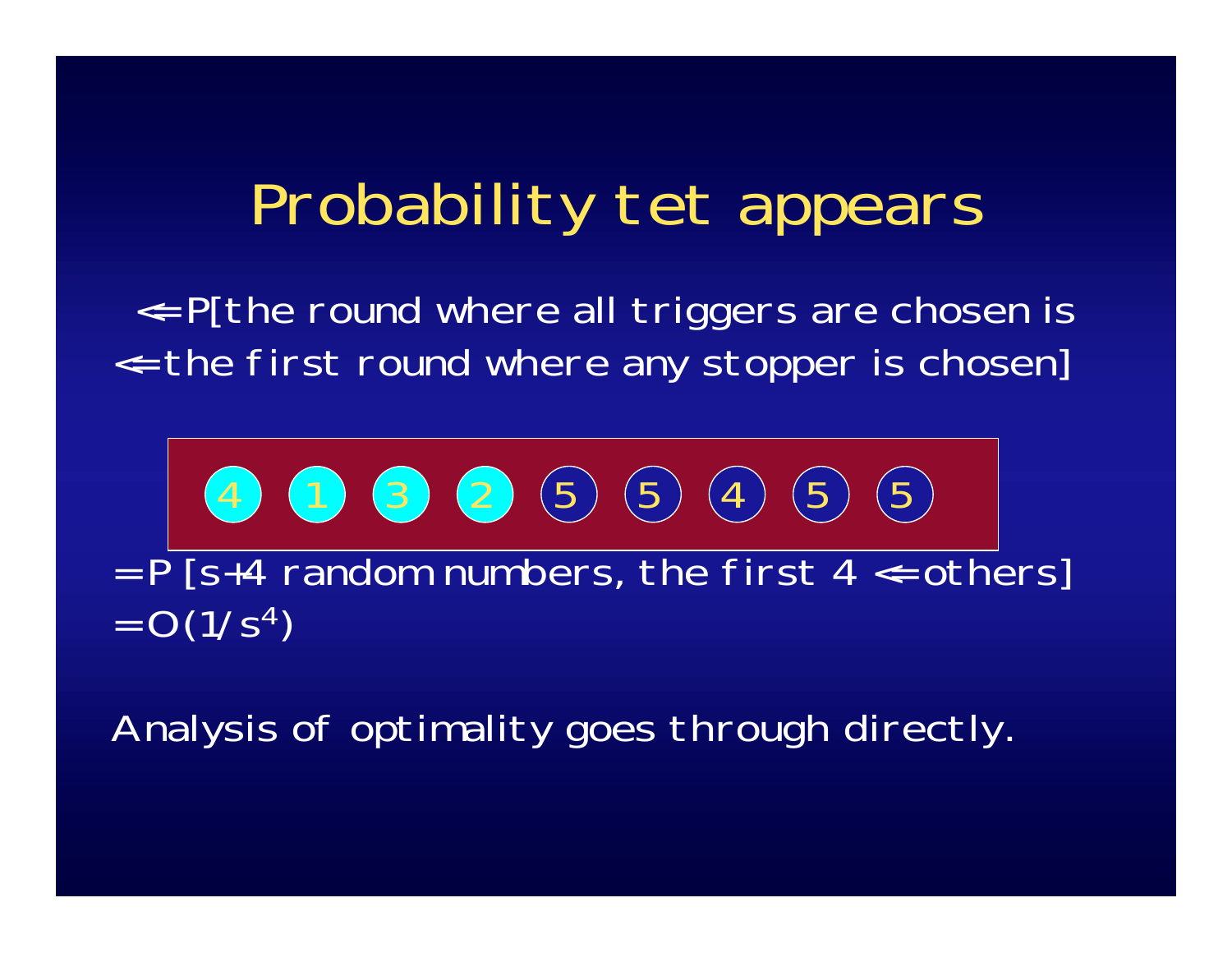# Probability tet appears

$\leq$ P[the round where all triggers are chosen is
$\leq$ the first round where any stopper is chosen]

4 1 3 2 5 5 4 5 5

= P [s+4 random numbers, the first 4 $\leq$ others]
= $O(1/s^4)$

Analysis of optimality goes through directly.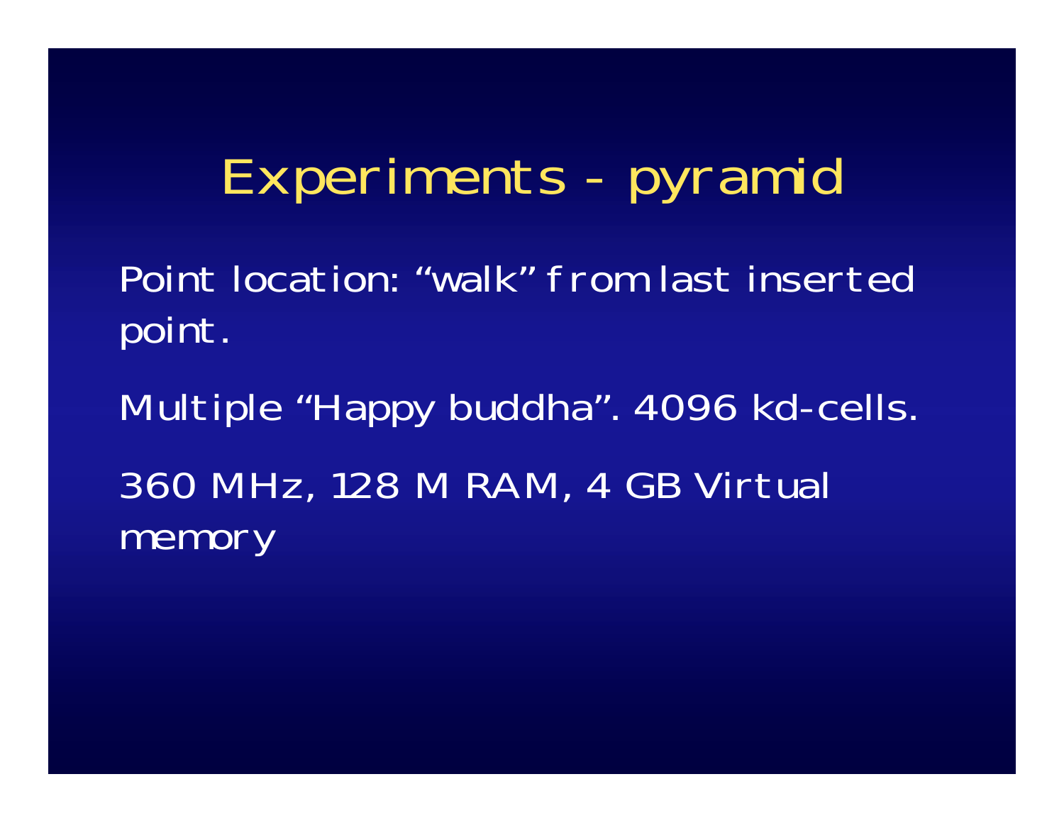# Experiments - pyramid

Point location: “walk” from last inserted point.

Multiple “Happy buddha”. 4096 kd-cells.

360 MHz, 128 M RAM, 4 GB Virtual memory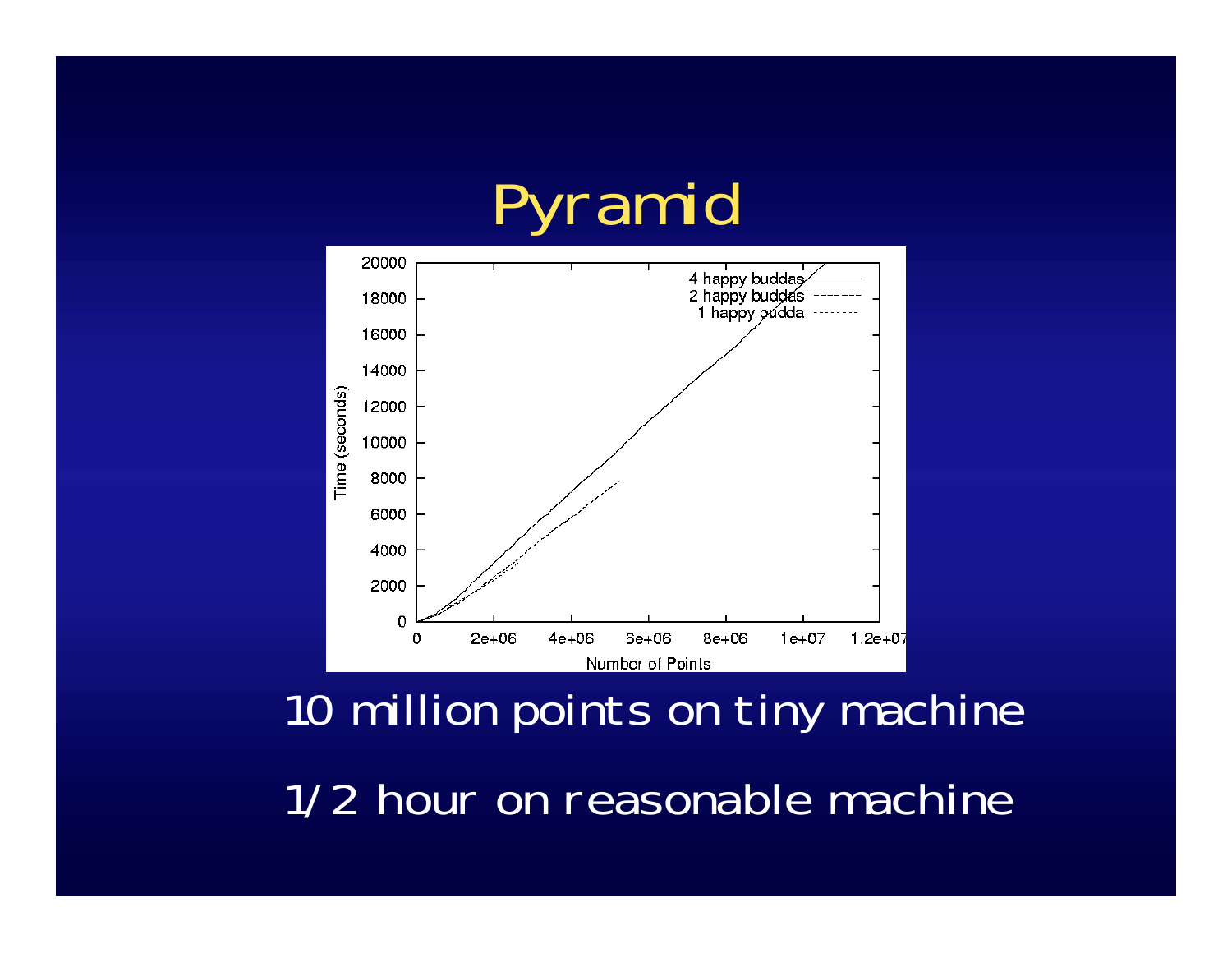# Pyramid

10 million points on tiny machine

1/2 hour on reasonable machine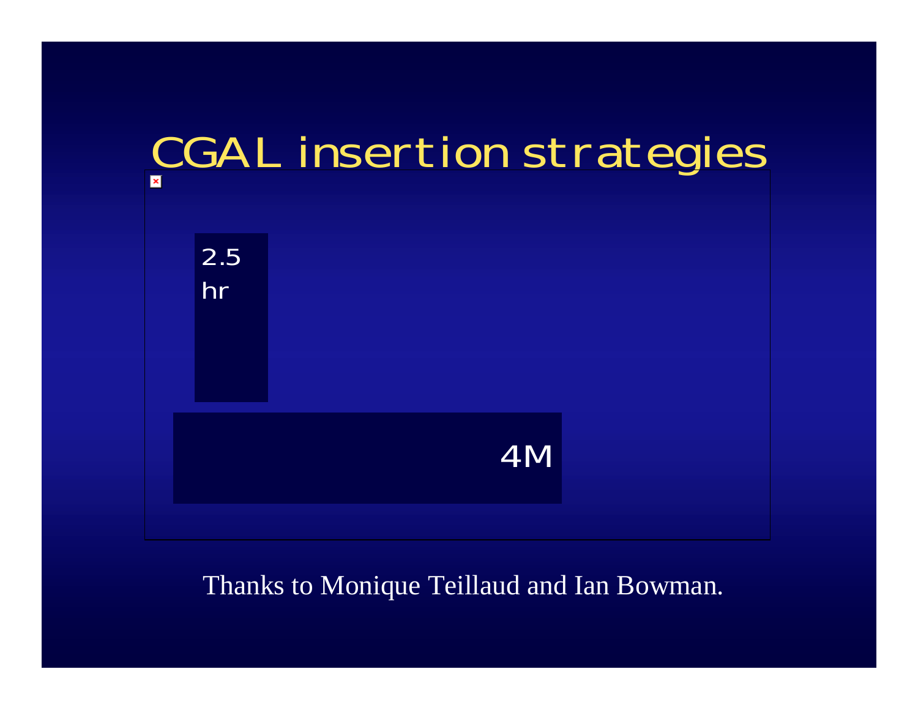# CGAL insertion strategies

2.5 hr

4M

Thanks to Monique Teillaud and Ian Bowman.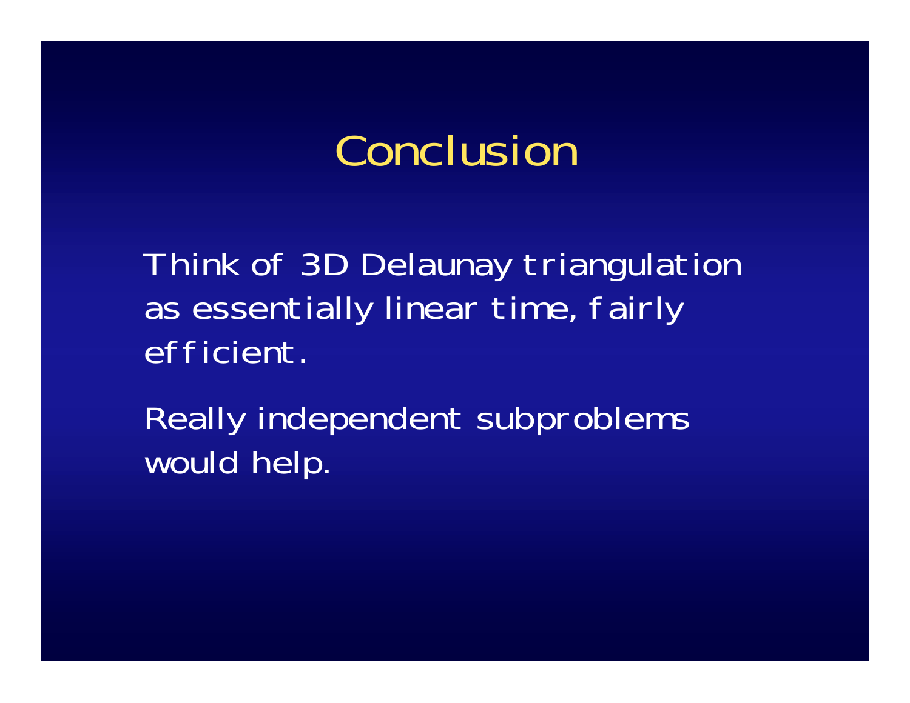# Conclusion

Think of 3D Delaunay triangulation as essentially linear time, fairly efficient.

Really independent subproblems would help.